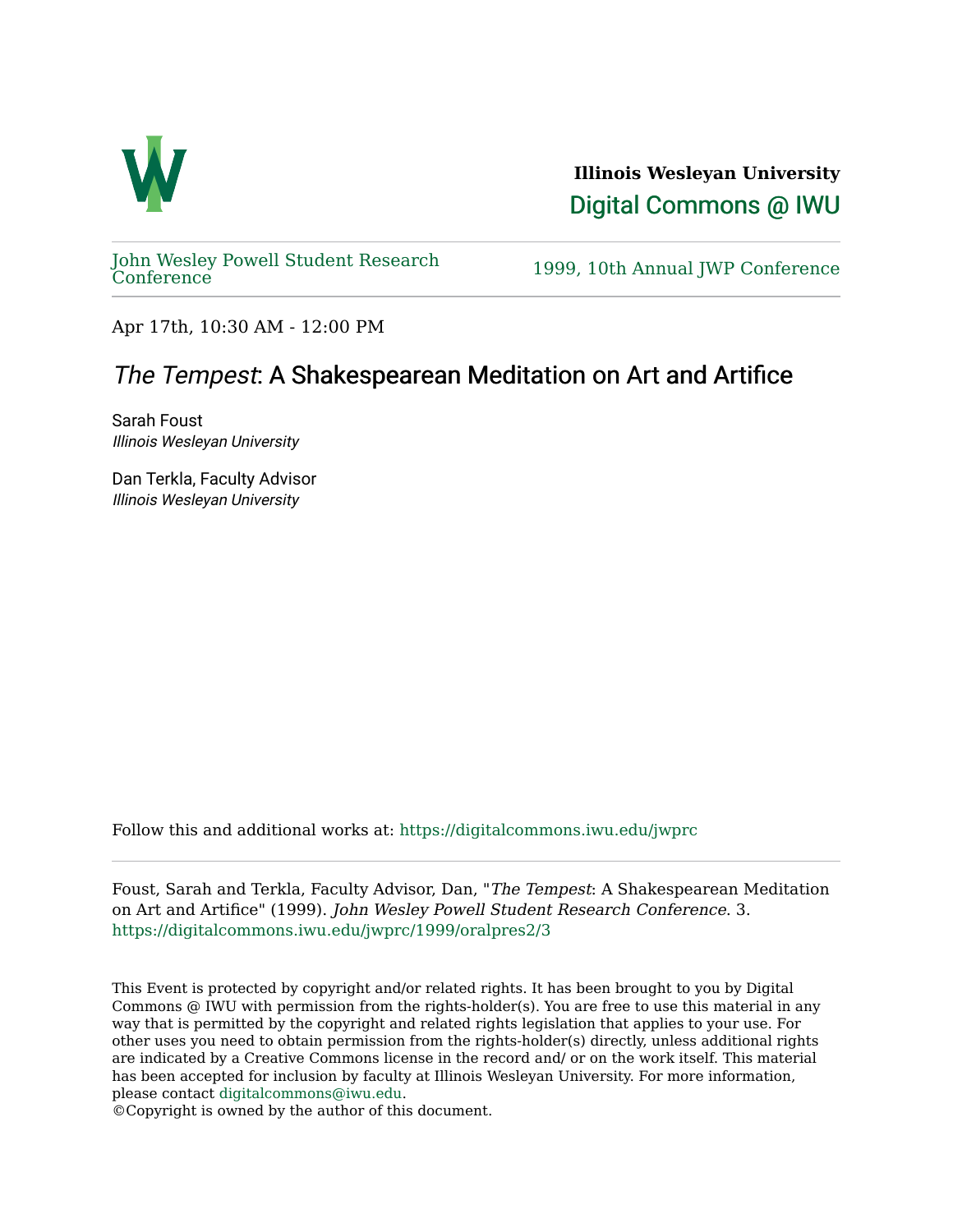**Illinois Wesleyan University**

Digital Commons @ IWU

John Wesley Powell Student Research Conference

1999, 10th Annual JWP Conference

Apr 17th, 10:30 AM - 12:00 PM

# *The Tempest*: A Shakespearean Meditation on Art and Artifice

Sarah Foust
*Illinois Wesleyan University*

Dan Terkla, Faculty Advisor
*Illinois Wesleyan University*

Follow this and additional works at: https://digitalcommons.iwu.edu/jwprc

Foust, Sarah and Terkla, Faculty Advisor, Dan, "*The Tempest*: A Shakespearean Meditation on Art and Artifice" (1999). *John Wesley Powell Student Research Conference*. 3.
https://digitalcommons.iwu.edu/jwprc/1999/oralpres2/3

This Event is protected by copyright and/or related rights. It has been brought to you by Digital Commons @ IWU with permission from the rights-holder(s). You are free to use this material in any way that is permitted by the copyright and related rights legislation that applies to your use. For other uses you need to obtain permission from the rights-holder(s) directly, unless additional rights are indicated by a Creative Commons license in the record and/ or on the work itself. This material has been accepted for inclusion by faculty at Illinois Wesleyan University. For more information, please contact digitalcommons@iwu.edu.
©Copyright is owned by the author of this document.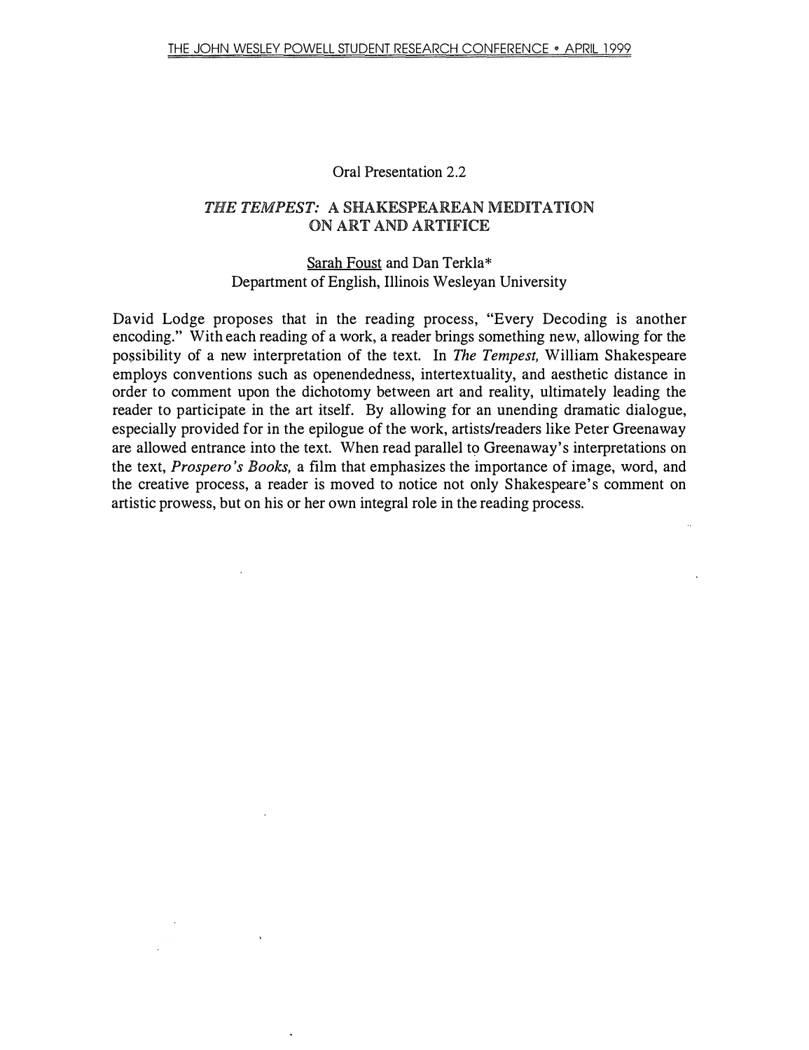Oral Presentation 2.2

## *THE TEMPEST:* A SHAKESPEAREAN MEDITATION ON ART AND ARTIFICE

Sarah Foust and Dan Terkla*
Department of English, Illinois Wesleyan University

David Lodge proposes that in the reading process, "Every Decoding is another encoding." With each reading of a work, a reader brings something new, allowing for the possibility of a new interpretation of the text. In *The Tempest,* William Shakespeare employs conventions such as openendedness, intertextuality, and aesthetic distance in order to comment upon the dichotomy between art and reality, ultimately leading the reader to participate in the art itself. By allowing for an unending dramatic dialogue, especially provided for in the epilogue of the work, artists/readers like Peter Greenaway are allowed entrance into the text. When read parallel to Greenaway's interpretations on the text, *Prospero's Books,* a film that emphasizes the importance of image, word, and the creative process, a reader is moved to notice not only Shakespeare's comment on artistic prowess, but on his or her own integral role in the reading process.